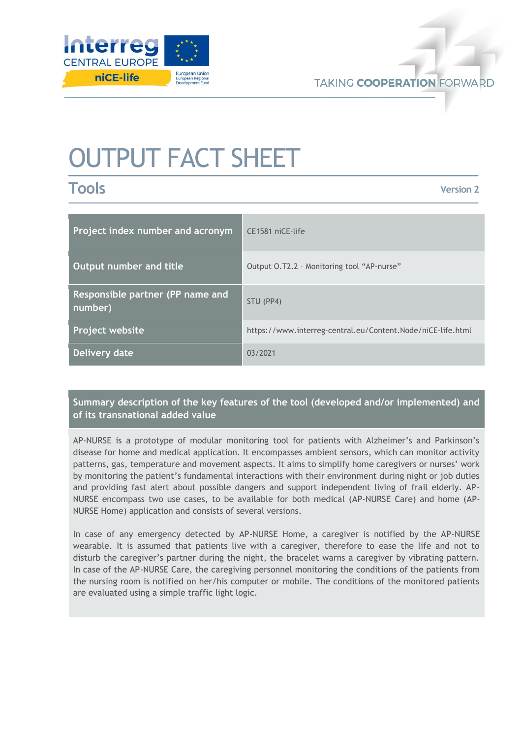# OUTPUT FACT SHEET

## Tools

Version 2

| Project index number and acronym | CE1581 niCE-life |
| --- | --- |
| Output number and title | Output O.T2.2 – Monitoring tool "AP-nurse" |
| Responsible partner (PP name and number) | STU (PP4) |
| Project website | https://www.interreg-central.eu/Content.Node/niCE-life.html |
| Delivery date | 03/2021 |

### Summary description of the key features of the tool (developed and/or implemented) and of its transnational added value

AP-NURSE is a prototype of modular monitoring tool for patients with Alzheimer's and Parkinson's disease for home and medical application. It encompasses ambient sensors, which can monitor activity patterns, gas, temperature and movement aspects. It aims to simplify home caregivers or nurses' work by monitoring the patient's fundamental interactions with their environment during night or job duties and providing fast alert about possible dangers and support independent living of frail elderly. AP-NURSE encompass two use cases, to be available for both medical (AP-NURSE Care) and home (AP-NURSE Home) application and consists of several versions.

In case of any emergency detected by AP-NURSE Home, a caregiver is notified by the AP-NURSE wearable. It is assumed that patients live with a caregiver, therefore to ease the life and not to disturb the caregiver's partner during the night, the bracelet warns a caregiver by vibrating pattern. In case of the AP-NURSE Care, the caregiving personnel monitoring the conditions of the patients from the nursing room is notified on her/his computer or mobile. The conditions of the monitored patients are evaluated using a simple traffic light logic.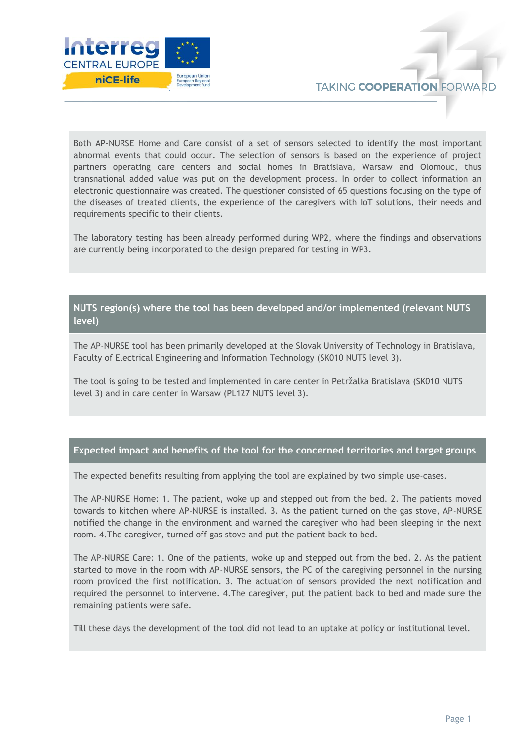Both AP-NURSE Home and Care consist of a set of sensors selected to identify the most important abnormal events that could occur. The selection of sensors is based on the experience of project partners operating care centers and social homes in Bratislava, Warsaw and Olomouc, thus transnational added value was put on the development process. In order to collect information an electronic questionnaire was created. The questioner consisted of 65 questions focusing on the type of the diseases of treated clients, the experience of the caregivers with IoT solutions, their needs and requirements specific to their clients.

The laboratory testing has been already performed during WP2, where the findings and observations are currently being incorporated to the design prepared for testing in WP3.

## NUTS region(s) where the tool has been developed and/or implemented (relevant NUTS level)

The AP-NURSE tool has been primarily developed at the Slovak University of Technology in Bratislava, Faculty of Electrical Engineering and Information Technology (SK010 NUTS level 3).

The tool is going to be tested and implemented in care center in Petržalka Bratislava (SK010 NUTS level 3) and in care center in Warsaw (PL127 NUTS level 3).

## Expected impact and benefits of the tool for the concerned territories and target groups

The expected benefits resulting from applying the tool are explained by two simple use-cases.

The AP-NURSE Home: 1. The patient, woke up and stepped out from the bed. 2. The patients moved towards to kitchen where AP-NURSE is installed. 3. As the patient turned on the gas stove, AP-NURSE notified the change in the environment and warned the caregiver who had been sleeping in the next room. 4.The caregiver, turned off gas stove and put the patient back to bed.

The AP-NURSE Care: 1. One of the patients, woke up and stepped out from the bed. 2. As the patient started to move in the room with AP-NURSE sensors, the PC of the caregiving personnel in the nursing room provided the first notification. 3. The actuation of sensors provided the next notification and required the personnel to intervene. 4.The caregiver, put the patient back to bed and made sure the remaining patients were safe.

Till these days the development of the tool did not lead to an uptake at policy or institutional level.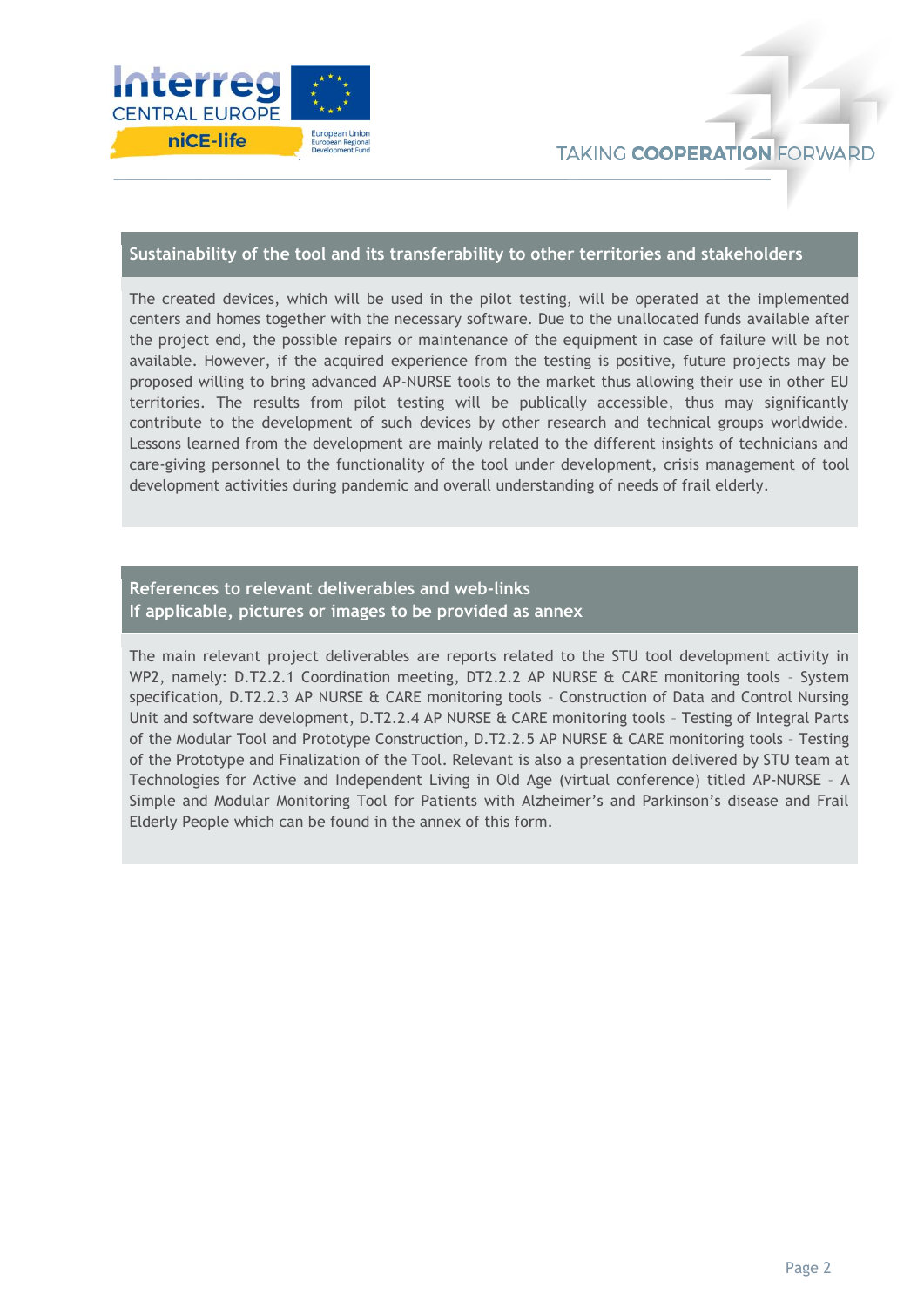## Sustainability of the tool and its transferability to other territories and stakeholders

The created devices, which will be used in the pilot testing, will be operated at the implemented centers and homes together with the necessary software. Due to the unallocated funds available after the project end, the possible repairs or maintenance of the equipment in case of failure will be not available. However, if the acquired experience from the testing is positive, future projects may be proposed willing to bring advanced AP-NURSE tools to the market thus allowing their use in other EU territories. The results from pilot testing will be publically accessible, thus may significantly contribute to the development of such devices by other research and technical groups worldwide. Lessons learned from the development are mainly related to the different insights of technicians and care-giving personnel to the functionality of the tool under development, crisis management of tool development activities during pandemic and overall understanding of needs of frail elderly.

## References to relevant deliverables and web-links
## If applicable, pictures or images to be provided as annex

The main relevant project deliverables are reports related to the STU tool development activity in WP2, namely: D.T2.2.1 Coordination meeting, DT2.2.2 AP NURSE & CARE monitoring tools – System specification, D.T2.2.3 AP NURSE & CARE monitoring tools – Construction of Data and Control Nursing Unit and software development, D.T2.2.4 AP NURSE & CARE monitoring tools – Testing of Integral Parts of the Modular Tool and Prototype Construction, D.T2.2.5 AP NURSE & CARE monitoring tools – Testing of the Prototype and Finalization of the Tool. Relevant is also a presentation delivered by STU team at Technologies for Active and Independent Living in Old Age (virtual conference) titled AP-NURSE – A Simple and Modular Monitoring Tool for Patients with Alzheimer's and Parkinson's disease and Frail Elderly People which can be found in the annex of this form.